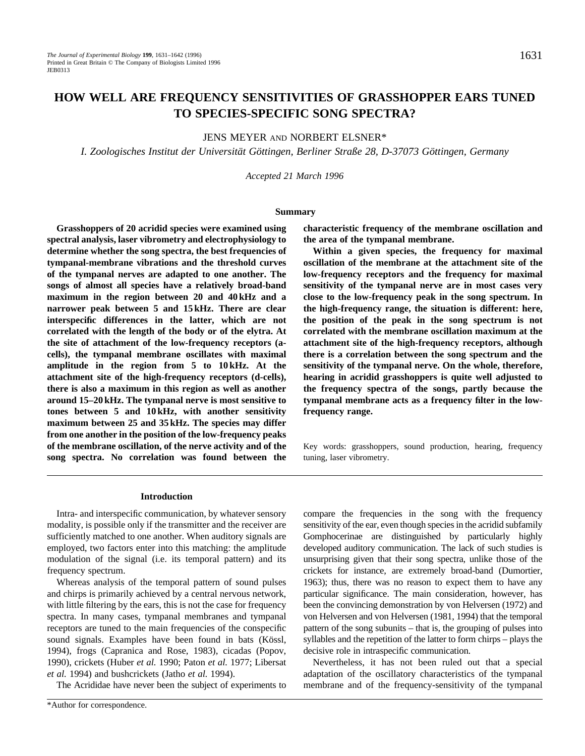# HOW WELL ARE FREQUENCY SENSITIVITIES OF GRASSHOPPER EARS TUNED TO SPECIES-SPECIFIC SONG SPECTRA?

JENS MEYER AND NORBERT ELSNER*

*I. Zoologisches Institut der Universität Göttingen, Berliner Straße 28, D-37073 Göttingen, Germany*

*Accepted 21 March 1996*

## Summary

**Grasshoppers of 20 acridid species were examined using spectral analysis, laser vibrometry and electrophysiology to determine whether the song spectra, the best frequencies of tympanal-membrane vibrations and the threshold curves of the tympanal nerves are adapted to one another. The songs of almost all species have a relatively broad-band maximum in the region between 20 and 40 kHz and a narrower peak between 5 and 15 kHz. There are clear interspecific differences in the latter, which are not correlated with the length of the body or of the elytra. At the site of attachment of the low-frequency receptors (a-cells), the tympanal membrane oscillates with maximal amplitude in the region from 5 to 10 kHz. At the attachment site of the high-frequency receptors (d-cells), there is also a maximum in this region as well as another around 15–20 kHz. The tympanal nerve is most sensitive to tones between 5 and 10 kHz, with another sensitivity maximum between 25 and 35 kHz. The species may differ from one another in the position of the low-frequency peaks of the membrane oscillation, of the nerve activity and of the song spectra. No correlation was found between the characteristic frequency of the membrane oscillation and the area of the tympanal membrane.**

**Within a given species, the frequency for maximal oscillation of the membrane at the attachment site of the low-frequency receptors and the frequency for maximal sensitivity of the tympanal nerve are in most cases very close to the low-frequency peak in the song spectrum. In the high-frequency range, the situation is different: here, the position of the peak in the song spectrum is not correlated with the membrane oscillation maximum at the attachment site of the high-frequency receptors, although there is a correlation between the song spectrum and the sensitivity of the tympanal nerve. On the whole, therefore, hearing in acridid grasshoppers is quite well adjusted to the frequency spectra of the songs, partly because the tympanal membrane acts as a frequency filter in the low-frequency range.**

Key words: grasshoppers, sound production, hearing, frequency tuning, laser vibrometry.

## Introduction

Intra- and interspecific communication, by whatever sensory modality, is possible only if the transmitter and the receiver are sufficiently matched to one another. When auditory signals are employed, two factors enter into this matching: the amplitude modulation of the signal (i.e. its temporal pattern) and its frequency spectrum.

Whereas analysis of the temporal pattern of sound pulses and chirps is primarily achieved by a central nervous network, with little filtering by the ears, this is not the case for frequency spectra. In many cases, tympanal membranes and tympanal receptors are tuned to the main frequencies of the conspecific sound signals. Examples have been found in bats (Kössl, 1994), frogs (Capranica and Rose, 1983), cicadas (Popov, 1990), crickets (Huber *et al.* 1990; Paton *et al.* 1977; Libersat *et al.* 1994) and bushcrickets (Jatho *et al.* 1994).

The Acrididae have never been the subject of experiments to compare the frequencies in the song with the frequency sensitivity of the ear, even though species in the acridid subfamily Gomphocerinae are distinguished by particularly highly developed auditory communication. The lack of such studies is unsurprising given that their song spectra, unlike those of the crickets for instance, are extremely broad-band (Dumortier, 1963); thus, there was no reason to expect them to have any particular significance. The main consideration, however, has been the convincing demonstration by von Helversen (1972) and von Helversen and von Helversen (1981, 1994) that the temporal pattern of the song subunits – that is, the grouping of pulses into syllables and the repetition of the latter to form chirps – plays the decisive role in intraspecific communication.

Nevertheless, it has not been ruled out that a special adaptation of the oscillatory characteristics of the tympanal membrane and of the frequency-sensitivity of the tympanal

*Author for correspondence.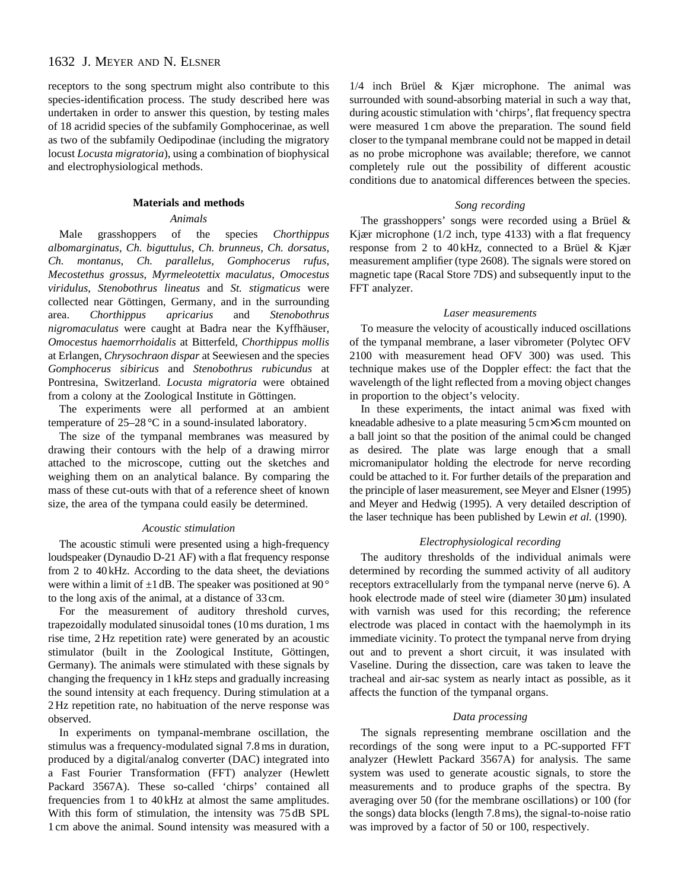receptors to the song spectrum might also contribute to this species-identification process. The study described here was undertaken in order to answer this question, by testing males of 18 acridid species of the subfamily Gomphocerinae, as well as two of the subfamily Oedipodinae (including the migratory locust *Locusta migratoria*), using a combination of biophysical and electrophysiological methods.

## Materials and methods

### *Animals*

Male grasshoppers of the species *Chorthippus albomarginatus*, *Ch. biguttulus*, *Ch. brunneus*, *Ch. dorsatus*, *Ch. montanus*, *Ch. parallelus*, *Gomphocerus rufus*, *Mecostethus grossus*, *Myrmeleotettix maculatus*, *Omocestus viridulus*, *Stenobothrus lineatus* and *St. stigmaticus* were collected near Göttingen, Germany, and in the surrounding area. *Chorthippus apricarius* and *Stenobothrus nigromaculatus* were caught at Badra near the Kyffhäuser, *Omocestus haemorrhoidalis* at Bitterfeld, *Chorthippus mollis* at Erlangen, *Chrysochraon dispar* at Seewiesen and the species *Gomphocerus sibiricus* and *Stenobothrus rubicundus* at Pontresina, Switzerland. *Locusta migratoria* were obtained from a colony at the Zoological Institute in Göttingen.

The experiments were all performed at an ambient temperature of 25–28 °C in a sound-insulated laboratory.

The size of the tympanal membranes was measured by drawing their contours with the help of a drawing mirror attached to the microscope, cutting out the sketches and weighing them on an analytical balance. By comparing the mass of these cut-outs with that of a reference sheet of known size, the area of the tympana could easily be determined.

### *Acoustic stimulation*

The acoustic stimuli were presented using a high-frequency loudspeaker (Dynaudio D-21 AF) with a flat frequency response from 2 to 40 kHz. According to the data sheet, the deviations were within a limit of ±1 dB. The speaker was positioned at 90 ° to the long axis of the animal, at a distance of 33 cm.

For the measurement of auditory threshold curves, trapezoidally modulated sinusoidal tones (10 ms duration, 1 ms rise time, 2 Hz repetition rate) were generated by an acoustic stimulator (built in the Zoological Institute, Göttingen, Germany). The animals were stimulated with these signals by changing the frequency in 1 kHz steps and gradually increasing the sound intensity at each frequency. During stimulation at a 2 Hz repetition rate, no habituation of the nerve response was observed.

In experiments on tympanal-membrane oscillation, the stimulus was a frequency-modulated signal 7.8 ms in duration, produced by a digital/analog converter (DAC) integrated into a Fast Fourier Transformation (FFT) analyzer (Hewlett Packard 3567A). These so-called 'chirps' contained all frequencies from 1 to 40 kHz at almost the same amplitudes. With this form of stimulation, the intensity was 75 dB SPL 1 cm above the animal. Sound intensity was measured with a 1/4 inch Brüel & Kjær microphone. The animal was surrounded with sound-absorbing material in such a way that, during acoustic stimulation with 'chirps', flat frequency spectra were measured 1 cm above the preparation. The sound field closer to the tympanal membrane could not be mapped in detail as no probe microphone was available; therefore, we cannot completely rule out the possibility of different acoustic conditions due to anatomical differences between the species.

### *Song recording*

The grasshoppers' songs were recorded using a Brüel & Kjær microphone (1/2 inch, type 4133) with a flat frequency response from 2 to 40 kHz, connected to a Brüel & Kjær measurement amplifier (type 2608). The signals were stored on magnetic tape (Racal Store 7DS) and subsequently input to the FFT analyzer.

### *Laser measurements*

To measure the velocity of acoustically induced oscillations of the tympanal membrane, a laser vibrometer (Polytec OFV 2100 with measurement head OFV 300) was used. This technique makes use of the Doppler effect: the fact that the wavelength of the light reflected from a moving object changes in proportion to the object's velocity.

In these experiments, the intact animal was fixed with kneadable adhesive to a plate measuring 5 cm×5 cm mounted on a ball joint so that the position of the animal could be changed as desired. The plate was large enough that a small micromanipulator holding the electrode for nerve recording could be attached to it. For further details of the preparation and the principle of laser measurement, see Meyer and Elsner (1995) and Meyer and Hedwig (1995). A very detailed description of the laser technique has been published by Lewin *et al.* (1990).

### *Electrophysiological recording*

The auditory thresholds of the individual animals were determined by recording the summed activity of all auditory receptors extracellularly from the tympanal nerve (nerve 6). A hook electrode made of steel wire (diameter 30 μm) insulated with varnish was used for this recording; the reference electrode was placed in contact with the haemolymph in its immediate vicinity. To protect the tympanal nerve from drying out and to prevent a short circuit, it was insulated with Vaseline. During the dissection, care was taken to leave the tracheal and air-sac system as nearly intact as possible, as it affects the function of the tympanal organs.

### *Data processing*

The signals representing membrane oscillation and the recordings of the song were input to a PC-supported FFT analyzer (Hewlett Packard 3567A) for analysis. The same system was used to generate acoustic signals, to store the measurements and to produce graphs of the spectra. By averaging over 50 (for the membrane oscillations) or 100 (for the songs) data blocks (length 7.8 ms), the signal-to-noise ratio was improved by a factor of 50 or 100, respectively.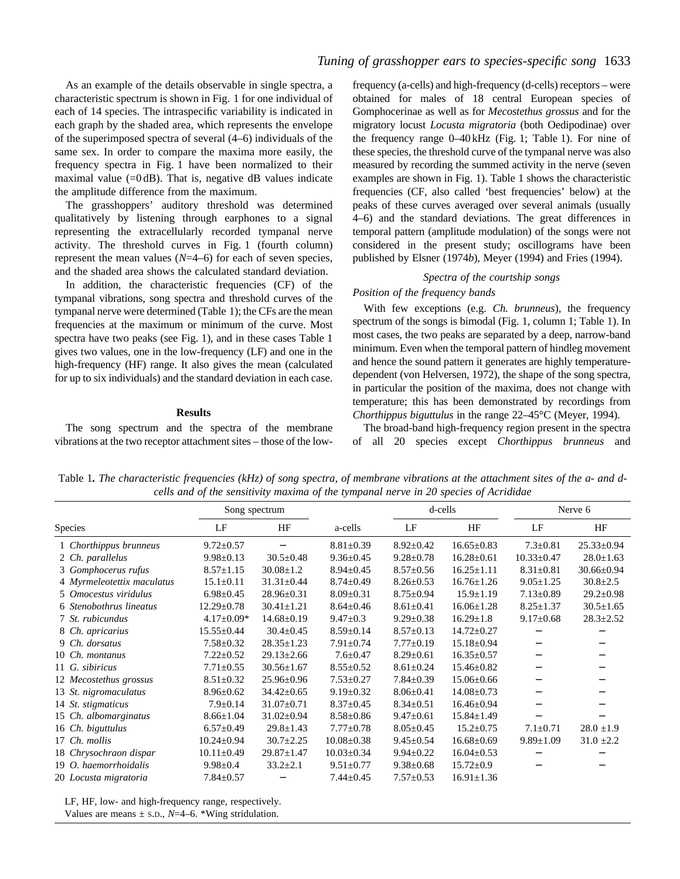As an example of the details observable in single spectra, a characteristic spectrum is shown in Fig. 1 for one individual of each of 14 species. The intraspecific variability is indicated in each graph by the shaded area, which represents the envelope of the superimposed spectra of several (4–6) individuals of the same sex. In order to compare the maxima more easily, the frequency spectra in Fig. 1 have been normalized to their maximal value (=0 dB). That is, negative dB values indicate the amplitude difference from the maximum.

The grasshoppers' auditory threshold was determined qualitatively by listening through earphones to a signal representing the extracellularly recorded tympanal nerve activity. The threshold curves in Fig. 1 (fourth column) represent the mean values (*N*=4–6) for each of seven species, and the shaded area shows the calculated standard deviation.

In addition, the characteristic frequencies (CF) of the tympanal vibrations, song spectra and threshold curves of the tympanal nerve were determined (Table 1); the CFs are the mean frequencies at the maximum or minimum of the curve. Most spectra have two peaks (see Fig. 1), and in these cases Table 1 gives two values, one in the low-frequency (LF) and one in the high-frequency (HF) range. It also gives the mean (calculated for up to six individuals) and the standard deviation in each case.

## Results

The song spectrum and the spectra of the membrane vibrations at the two receptor attachment sites – those of the low-frequency (a-cells) and high-frequency (d-cells) receptors – were obtained for males of 18 central European species of Gomphocerinae as well as for *Mecostethus grossus* and for the migratory locust *Locusta migratoria* (both Oedipodinae) over the frequency range 0–40 kHz (Fig. 1; Table 1). For nine of these species, the threshold curve of the tympanal nerve was also measured by recording the summed activity in the nerve (seven examples are shown in Fig. 1). Table 1 shows the characteristic frequencies (CF, also called 'best frequencies' below) at the peaks of these curves averaged over several animals (usually 4–6) and the standard deviations. The great differences in temporal pattern (amplitude modulation) of the songs were not considered in the present study; oscillograms have been published by Elsner (1974*b*), Meyer (1994) and Fries (1994).

### *Spectra of the courtship songs*

#### *Position of the frequency bands*

With few exceptions (e.g. *Ch. brunneus*), the frequency spectrum of the songs is bimodal (Fig. 1, column 1; Table 1). In most cases, the two peaks are separated by a deep, narrow-band minimum. Even when the temporal pattern of hindleg movement and hence the sound pattern it generates are highly temperature-dependent (von Helversen, 1972), the shape of the song spectra, in particular the position of the maxima, does not change with temperature; this has been demonstrated by recordings from *Chorthippus biguttulus* in the range 22–45°C (Meyer, 1994).

The broad-band high-frequency region present in the spectra of all 20 species except *Chorthippus brunneus* and

Table 1. *The characteristic frequencies (kHz) of song spectra, of membrane vibrations at the attachment sites of the a- and d-cells and of the sensitivity maxima of the tympanal nerve in 20 species of Acrididae*

| Species | Song spectrum | | | d-cells | | Nerve 6 | |
|---|---|---|---|---|---|---|---|
| | LF | HF | a-cells | LF | HF | LF | HF |
| 1 *Chorthippus brunneus* | 9.72±0.57 | – | 8.81±0.39 | 8.92±0.42 | 16.65±0.83 | 7.3±0.81 | 25.33±0.94 |
| 2 *Ch. parallelus* | 9.98±0.13 | 30.5±0.48 | 9.36±0.45 | 9.28±0.78 | 16.28±0.61 | 10.33±0.47 | 28.0±1.63 |
| 3 *Gomphocerus rufus* | 8.57±1.15 | 30.08±1.2 | 8.94±0.45 | 8.57±0.56 | 16.25±1.11 | 8.31±0.81 | 30.66±0.94 |
| 4 *Myrmeleotettix maculatus* | 15.1±0.11 | 31.31±0.44 | 8.74±0.49 | 8.26±0.53 | 16.76±1.26 | 9.05±1.25 | 30.8±2.5 |
| 5 *Omocestus viridulus* | 6.98±0.45 | 28.96±0.31 | 8.09±0.31 | 8.75±0.94 | 15.9±1.19 | 7.13±0.89 | 29.2±0.98 |
| 6 *Stenobothrus lineatus* | 12.29±0.78 | 30.41±1.21 | 8.64±0.46 | 8.61±0.41 | 16.06±1.28 | 8.25±1.37 | 30.5±1.65 |
| 7 *St. rubicundus* | 4.17±0.09* | 14.68±0.19 | 9.47±0.3 | 9.29±0.38 | 16.29±1.8 | 9.17±0.68 | 28.3±2.52 |
| 8 *Ch. apricarius* | 15.55±0.44 | 30.4±0.45 | 8.59±0.14 | 8.57±0.13 | 14.72±0.27 | – | – |
| 9 *Ch. dorsatus* | 7.58±0.32 | 28.35±1.23 | 7.91±0.74 | 7.77±0.19 | 15.18±0.94 | – | – |
| 10 *Ch. montanus* | 7.22±0.52 | 29.13±2.66 | 7.6±0.47 | 8.29±0.61 | 16.35±0.57 | – | – |
| 11 *G. sibiricus* | 7.71±0.55 | 30.56±1.67 | 8.55±0.52 | 8.61±0.24 | 15.46±0.82 | – | – |
| 12 *Mecostethus grossus* | 8.51±0.32 | 25.96±0.96 | 7.53±0.27 | 7.84±0.39 | 15.06±0.66 | – | – |
| 13 *St. nigromaculatus* | 8.96±0.62 | 34.42±0.65 | 9.19±0.32 | 8.06±0.41 | 14.08±0.73 | – | – |
| 14 *St. stigmaticus* | 7.9±0.14 | 31.07±0.71 | 8.37±0.45 | 8.34±0.51 | 16.46±0.94 | – | – |
| 15 *Ch. albomarginatus* | 8.66±1.04 | 31.02±0.94 | 8.58±0.86 | 9.47±0.61 | 15.84±1.49 | – | – |
| 16 *Ch. biguttulus* | 6.57±0.49 | 29.8±1.43 | 7.77±0.78 | 8.05±0.45 | 15.2±0.75 | 7.1±0.71 | 28.0 ±1.9 |
| 17 *Ch. mollis* | 10.24±0.94 | 30.7±2.25 | 10.08±0.38 | 9.45±0.54 | 16.68±0.69 | 9.89±1.09 | 31.0 ±2.2 |
| 18 *Chrysochraon dispar* | 10.11±0.49 | 29.87±1.47 | 10.03±0.34 | 9.94±0.22 | 16.04±0.53 | – | – |
| 19 *O. haemorrhoidalis* | 9.98±0.4 | 33.2±2.1 | 9.51±0.77 | 9.38±0.68 | 15.72±0.9 | – | – |
| 20 *Locusta migratoria* | 7.84±0.57 | – | 7.44±0.45 | 7.57±0.53 | 16.91±1.36 | | |

LF, HF, low- and high-frequency range, respectively.
Values are means ± S.D., *N*=4–6. *Wing stridulation.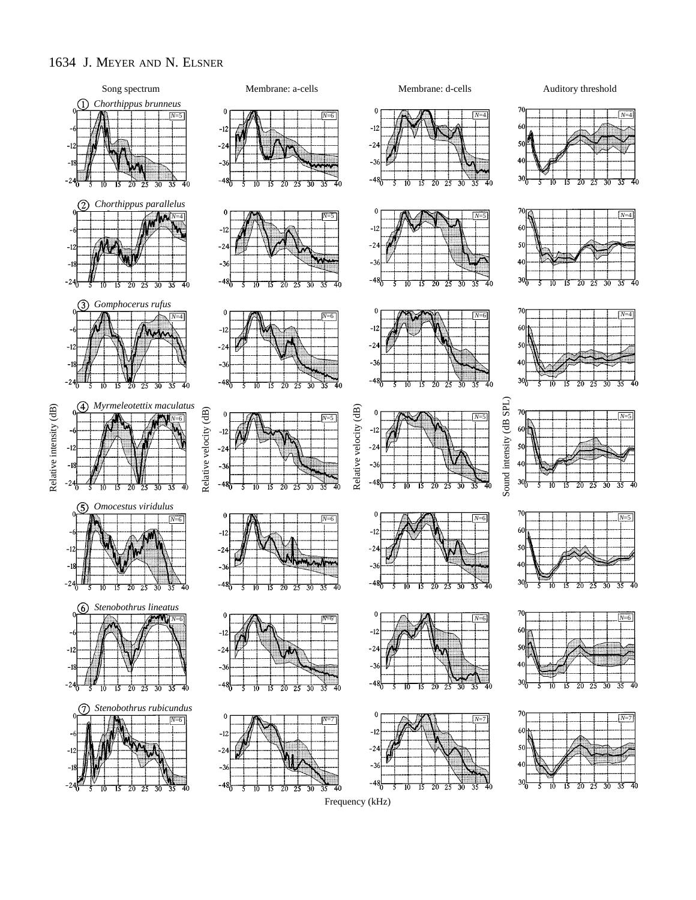Song spectrum | Membrane: a-cells | Membrane: d-cells | Auditory threshold

① *Chorthippus brunneus*

② *Chorthippus parallelus*

③ *Gomphocerus rufus*

④ *Myrmeleotettix maculatus*

⑤ *Omocestus viridulus*

⑥ *Stenobothrus lineatus*

⑦ *Stenobothrus rubicundus*

Relative intensity (dB) | Relative velocity (dB) | Relative velocity (dB) | Sound intensity (dB SPL)

Frequency (kHz)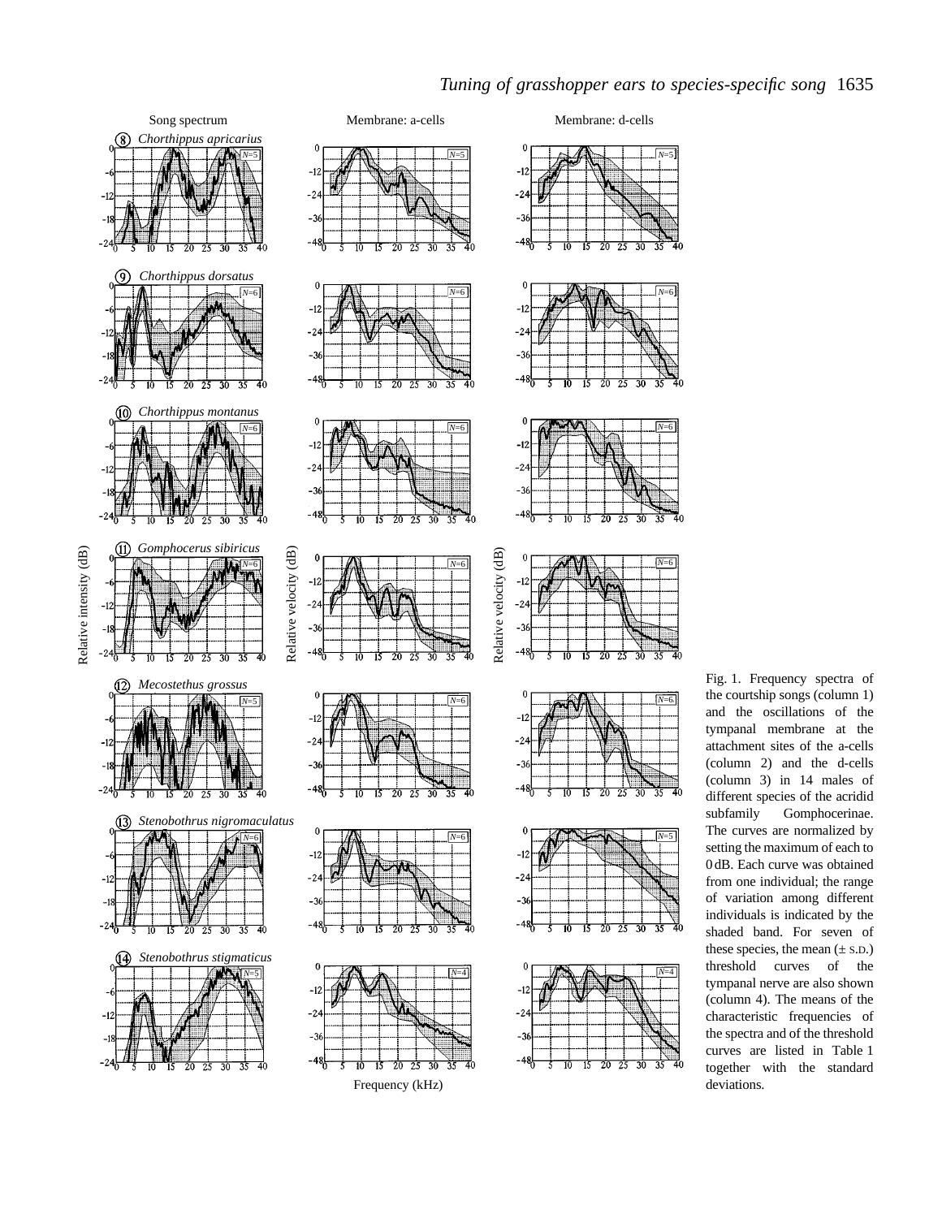Fig. 1. Frequency spectra of the courtship songs (column 1) and the oscillations of the tympanal membrane at the attachment sites of the a-cells (column 2) and the d-cells (column 3) in 14 males of different species of the acridid subfamily Gomphocerinae. The curves are normalized by setting the maximum of each to 0 dB. Each curve was obtained from one individual; the range of variation among different individuals is indicated by the shaded band. For seven of these species, the mean (± S.D.) threshold curves of the tympanal nerve are also shown (column 4). The means of the characteristic frequencies of the spectra and of the threshold curves are listed in Table 1 together with the standard deviations.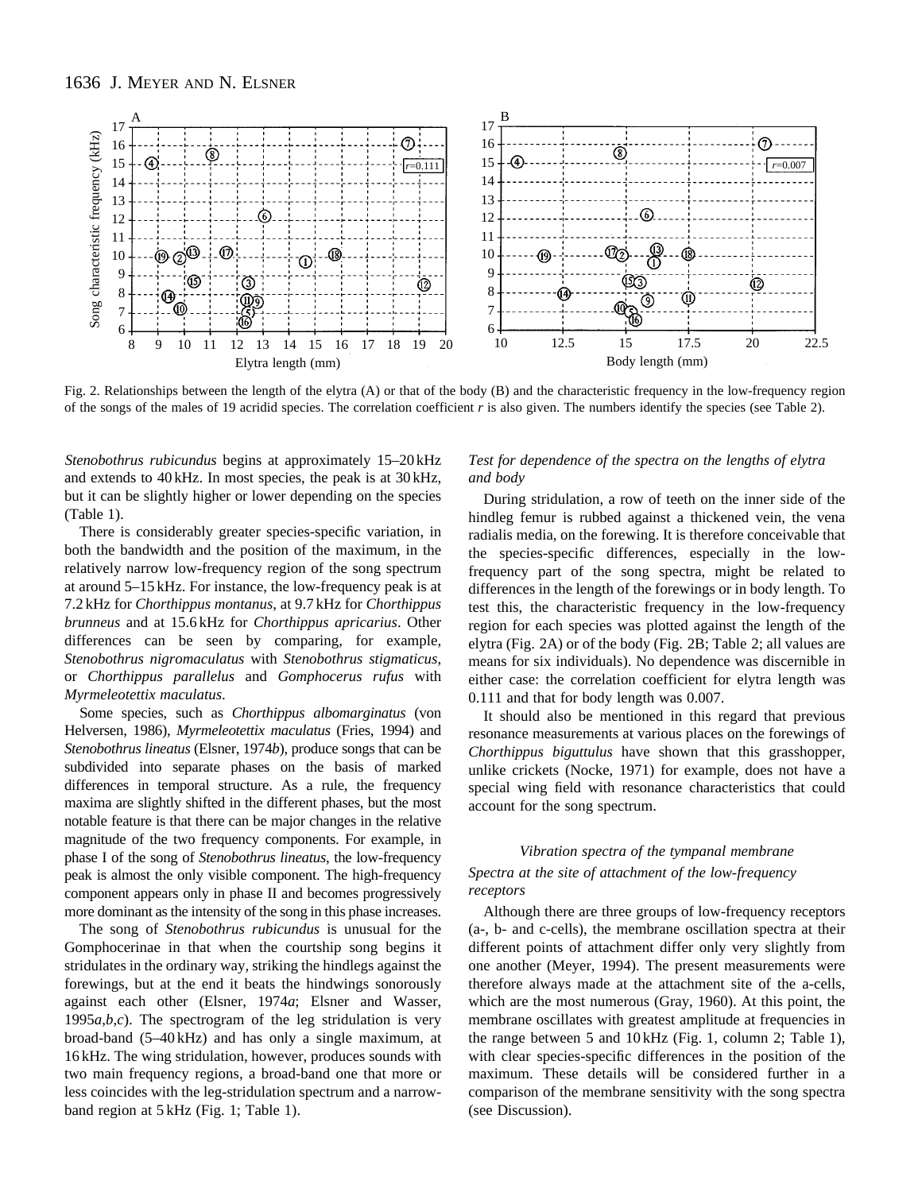Fig. 2. Relationships between the length of the elytra (A) or that of the body (B) and the characteristic frequency in the low-frequency region of the songs of the males of 19 acridid species. The correlation coefficient *r* is also given. The numbers identify the species (see Table 2).

*Stenobothrus rubicundus* begins at approximately 15–20 kHz and extends to 40 kHz. In most species, the peak is at 30 kHz, but it can be slightly higher or lower depending on the species (Table 1).

There is considerably greater species-specific variation, in both the bandwidth and the position of the maximum, in the relatively narrow low-frequency region of the song spectrum at around 5–15 kHz. For instance, the low-frequency peak is at 7.2 kHz for *Chorthippus montanus*, at 9.7 kHz for *Chorthippus brunneus* and at 15.6 kHz for *Chorthippus apricarius*. Other differences can be seen by comparing, for example, *Stenobothrus nigromaculatus* with *Stenobothrus stigmaticus*, or *Chorthippus parallelus* and *Gomphocerus rufus* with *Myrmeleotettix maculatus*.

Some species, such as *Chorthippus albomarginatus* (von Helversen, 1986), *Myrmeleotettix maculatus* (Fries, 1994) and *Stenobothrus lineatus* (Elsner, 1974*b*), produce songs that can be subdivided into separate phases on the basis of marked differences in temporal structure. As a rule, the frequency maxima are slightly shifted in the different phases, but the most notable feature is that there can be major changes in the relative magnitude of the two frequency components. For example, in phase I of the song of *Stenobothrus lineatus*, the low-frequency peak is almost the only visible component. The high-frequency component appears only in phase II and becomes progressively more dominant as the intensity of the song in this phase increases.

The song of *Stenobothrus rubicundus* is unusual for the Gomphocerinae in that when the courtship song begins it stridulates in the ordinary way, striking the hindlegs against the forewings, but at the end it beats the hindwings sonorously against each other (Elsner, 1974*a*; Elsner and Wasser, 1995*a,b,c*). The spectrogram of the leg stridulation is very broad-band (5–40 kHz) and has only a single maximum, at 16 kHz. The wing stridulation, however, produces sounds with two main frequency regions, a broad-band one that more or less coincides with the leg-stridulation spectrum and a narrow-band region at 5 kHz (Fig. 1; Table 1).

*Test for dependence of the spectra on the lengths of elytra and body*

During stridulation, a row of teeth on the inner side of the hindleg femur is rubbed against a thickened vein, the vena radialis media, on the forewing. It is therefore conceivable that the species-specific differences, especially in the low-frequency part of the song spectra, might be related to differences in the length of the forewings or in body length. To test this, the characteristic frequency in the low-frequency region for each species was plotted against the length of the elytra (Fig. 2A) or of the body (Fig. 2B; Table 2; all values are means for six individuals). No dependence was discernible in either case: the correlation coefficient for elytra length was 0.111 and that for body length was 0.007.

It should also be mentioned in this regard that previous resonance measurements at various places on the forewings of *Chorthippus biguttulus* have shown that this grasshopper, unlike crickets (Nocke, 1971) for example, does not have a special wing field with resonance characteristics that could account for the song spectrum.

### *Vibration spectra of the tympanal membrane*

*Spectra at the site of attachment of the low-frequency receptors*

Although there are three groups of low-frequency receptors (a-, b- and c-cells), the membrane oscillation spectra at their different points of attachment differ only very slightly from one another (Meyer, 1994). The present measurements were therefore always made at the attachment site of the a-cells, which are the most numerous (Gray, 1960). At this point, the membrane oscillates with greatest amplitude at frequencies in the range between 5 and 10 kHz (Fig. 1, column 2; Table 1), with clear species-specific differences in the position of the maximum. These details will be considered further in a comparison of the membrane sensitivity with the song spectra (see Discussion).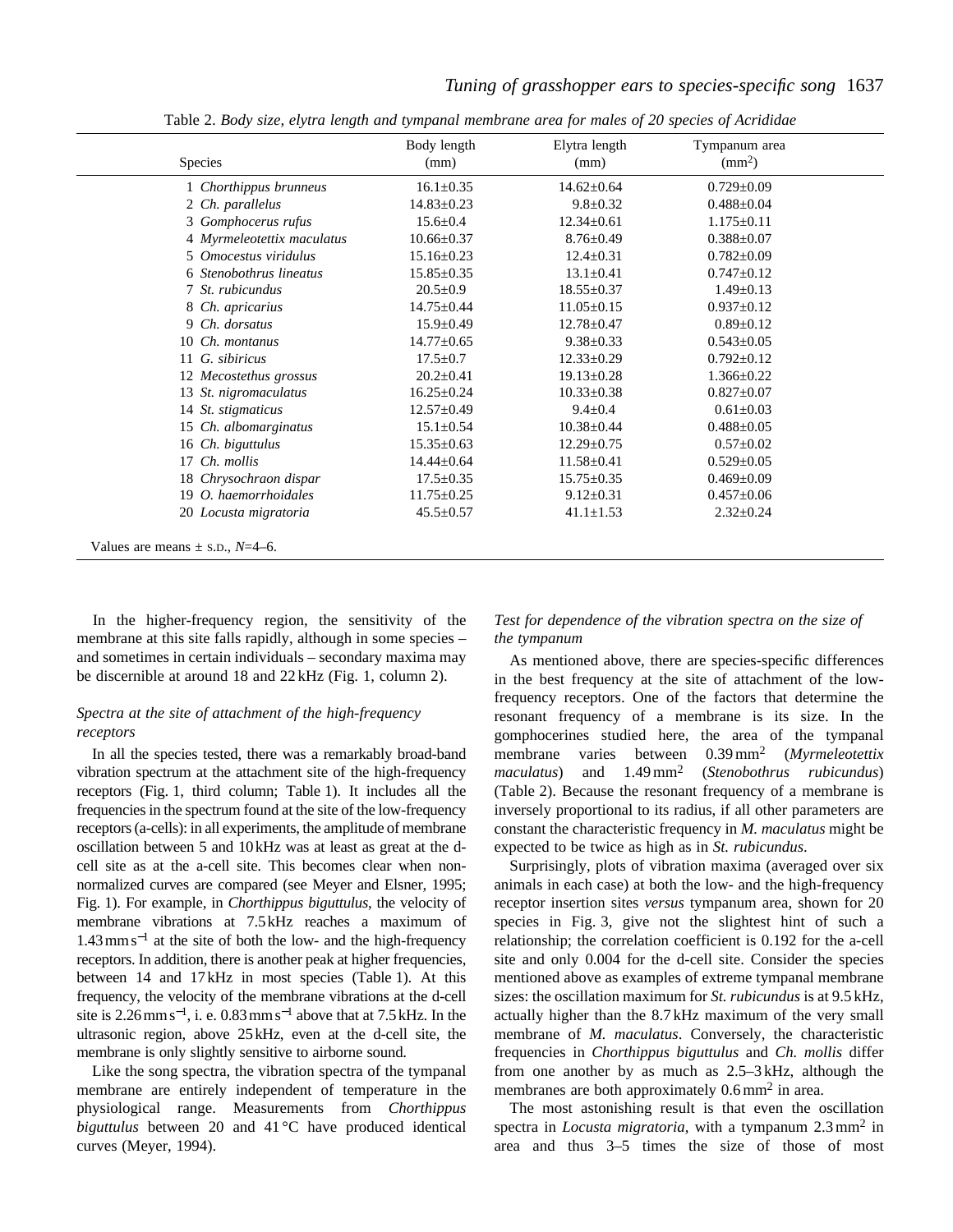Table 2. *Body size, elytra length and tympanal membrane area for males of 20 species of Acrididae*

| Species | Body length (mm) | Elytra length (mm) | Tympanum area ($mm^2$) |
|---|---|---|---|
| 1 *Chorthippus brunneus* | 16.1±0.35 | 14.62±0.64 | 0.729±0.09 |
| 2 *Ch. parallelus* | 14.83±0.23 | 9.8±0.32 | 0.488±0.04 |
| 3 *Gomphocerus rufus* | 15.6±0.4 | 12.34±0.61 | 1.175±0.11 |
| 4 *Myrmeleotettix maculatus* | 10.66±0.37 | 8.76±0.49 | 0.388±0.07 |
| 5 *Omocestus viridulus* | 15.16±0.23 | 12.4±0.31 | 0.782±0.09 |
| 6 *Stenobothrus lineatus* | 15.85±0.35 | 13.1±0.41 | 0.747±0.12 |
| 7 *St. rubicundus* | 20.5±0.9 | 18.55±0.37 | 1.49±0.13 |
| 8 *Ch. apricarius* | 14.75±0.44 | 11.05±0.15 | 0.937±0.12 |
| 9 *Ch. dorsatus* | 15.9±0.49 | 12.78±0.47 | 0.89±0.12 |
| 10 *Ch. montanus* | 14.77±0.65 | 9.38±0.33 | 0.543±0.05 |
| 11 *G. sibiricus* | 17.5±0.7 | 12.33±0.29 | 0.792±0.12 |
| 12 *Mecostethus grossus* | 20.2±0.41 | 19.13±0.28 | 1.366±0.22 |
| 13 *St. nigromaculatus* | 16.25±0.24 | 10.33±0.38 | 0.827±0.07 |
| 14 *St. stigmaticus* | 12.57±0.49 | 9.4±0.4 | 0.61±0.03 |
| 15 *Ch. albomarginatus* | 15.1±0.54 | 10.38±0.44 | 0.488±0.05 |
| 16 *Ch. biguttulus* | 15.35±0.63 | 12.29±0.75 | 0.57±0.02 |
| 17 *Ch. mollis* | 14.44±0.64 | 11.58±0.41 | 0.529±0.05 |
| 18 *Chrysochraon dispar* | 17.5±0.35 | 15.75±0.35 | 0.469±0.09 |
| 19 *O. haemorrhoidales* | 11.75±0.25 | 9.12±0.31 | 0.457±0.06 |
| 20 *Locusta migratoria* | 45.5±0.57 | 41.1±1.53 | 2.32±0.24 |

Values are means ± S.D., $N$=4–6.

In the higher-frequency region, the sensitivity of the membrane at this site falls rapidly, although in some species – and sometimes in certain individuals – secondary maxima may be discernible at around 18 and 22 kHz (Fig. 1, column 2).

### *Spectra at the site of attachment of the high-frequency receptors*

In all the species tested, there was a remarkably broad-band vibration spectrum at the attachment site of the high-frequency receptors (Fig. 1, third column; Table 1). It includes all the frequencies in the spectrum found at the site of the low-frequency receptors (a-cells): in all experiments, the amplitude of membrane oscillation between 5 and 10 kHz was at least as great at the d-cell site as at the a-cell site. This becomes clear when non-normalized curves are compared (see Meyer and Elsner, 1995; Fig. 1). For example, in *Chorthippus biguttulus*, the velocity of membrane vibrations at 7.5 kHz reaches a maximum of 1.43 mm s$^{-1}$ at the site of both the low- and the high-frequency receptors. In addition, there is another peak at higher frequencies, between 14 and 17 kHz in most species (Table 1). At this frequency, the velocity of the membrane vibrations at the d-cell site is 2.26 mm s$^{-1}$, i. e. 0.83 mm s$^{-1}$ above that at 7.5 kHz. In the ultrasonic region, above 25 kHz, even at the d-cell site, the membrane is only slightly sensitive to airborne sound.

Like the song spectra, the vibration spectra of the tympanal membrane are entirely independent of temperature in the physiological range. Measurements from *Chorthippus biguttulus* between 20 and 41 °C have produced identical curves (Meyer, 1994).

### *Test for dependence of the vibration spectra on the size of the tympanum*

As mentioned above, there are species-specific differences in the best frequency at the site of attachment of the low-frequency receptors. One of the factors that determine the resonant frequency of a membrane is its size. In the gomphocerines studied here, the area of the tympanal membrane varies between 0.39 mm$^2$ (*Myrmeleotettix maculatus*) and 1.49 mm$^2$ (*Stenobothrus rubicundus*) (Table 2). Because the resonant frequency of a membrane is inversely proportional to its radius, if all other parameters are constant the characteristic frequency in *M. maculatus* might be expected to be twice as high as in *St. rubicundus*.

Surprisingly, plots of vibration maxima (averaged over six animals in each case) at both the low- and the high-frequency receptor insertion sites *versus* tympanum area, shown for 20 species in Fig. 3, give not the slightest hint of such a relationship; the correlation coefficient is 0.192 for the a-cell site and only 0.004 for the d-cell site. Consider the species mentioned above as examples of extreme tympanal membrane sizes: the oscillation maximum for *St. rubicundus* is at 9.5 kHz, actually higher than the 8.7 kHz maximum of the very small membrane of *M. maculatus*. Conversely, the characteristic frequencies in *Chorthippus biguttulus* and *Ch. mollis* differ from one another by as much as 2.5–3 kHz, although the membranes are both approximately 0.6 mm$^2$ in area.

The most astonishing result is that even the oscillation spectra in *Locusta migratoria*, with a tympanum 2.3 mm$^2$ in area and thus 3–5 times the size of those of most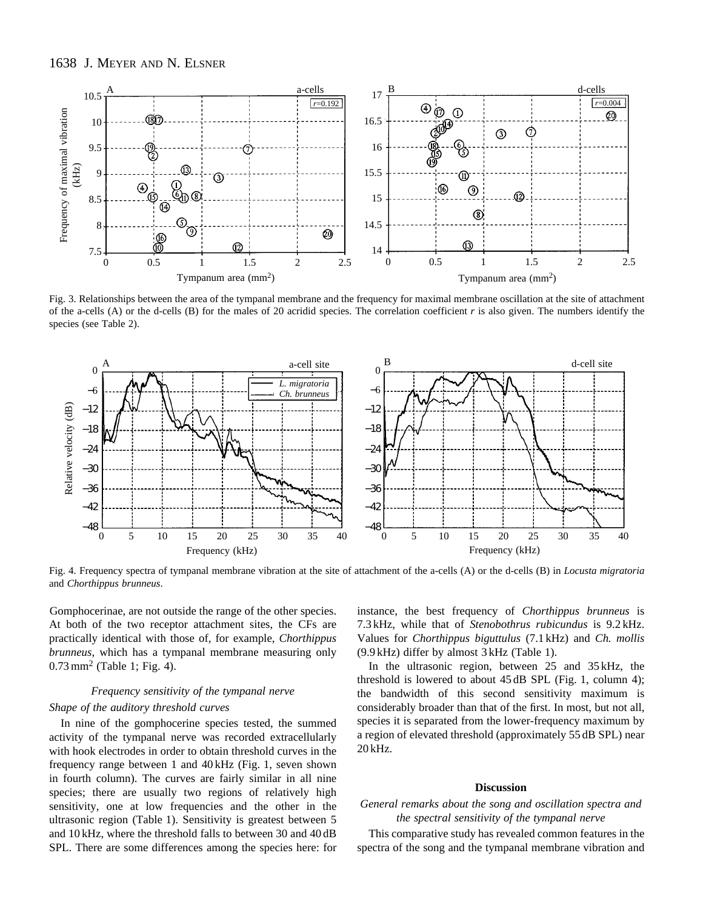Fig. 3. Relationships between the area of the tympanal membrane and the frequency for maximal membrane oscillation at the site of attachment of the a-cells (A) or the d-cells (B) for the males of 20 acridid species. The correlation coefficient *r* is also given. The numbers identify the species (see Table 2).

Fig. 4. Frequency spectra of tympanal membrane vibration at the site of attachment of the a-cells (A) or the d-cells (B) in *Locusta migratoria* and *Chorthippus brunneus*.

Gomphocerinae, are not outside the range of the other species. At both of the two receptor attachment sites, the CFs are practically identical with those of, for example, *Chorthippus brunneus*, which has a tympanal membrane measuring only 0.73 mm$^2$ (Table 1; Fig. 4).

### Frequency sensitivity of the tympanal nerve

#### *Shape of the auditory threshold curves*

In nine of the gomphocerine species tested, the summed activity of the tympanal nerve was recorded extracellularly with hook electrodes in order to obtain threshold curves in the frequency range between 1 and 40 kHz (Fig. 1, seven shown in fourth column). The curves are fairly similar in all nine species; there are usually two regions of relatively high sensitivity, one at low frequencies and the other in the ultrasonic region (Table 1). Sensitivity is greatest between 5 and 10 kHz, where the threshold falls to between 30 and 40 dB SPL. There are some differences among the species here: for instance, the best frequency of *Chorthippus brunneus* is 7.3 kHz, while that of *Stenobothrus rubicundus* is 9.2 kHz. Values for *Chorthippus biguttulus* (7.1 kHz) and *Ch. mollis* (9.9 kHz) differ by almost 3 kHz (Table 1).

In the ultrasonic region, between 25 and 35 kHz, the threshold is lowered to about 45 dB SPL (Fig. 1, column 4); the bandwidth of this second sensitivity maximum is considerably broader than that of the first. In most, but not all, species it is separated from the lower-frequency maximum by a region of elevated threshold (approximately 55 dB SPL) near 20 kHz.

## Discussion

### *General remarks about the song and oscillation spectra and the spectral sensitivity of the tympanal nerve*

This comparative study has revealed common features in the spectra of the song and the tympanal membrane vibration and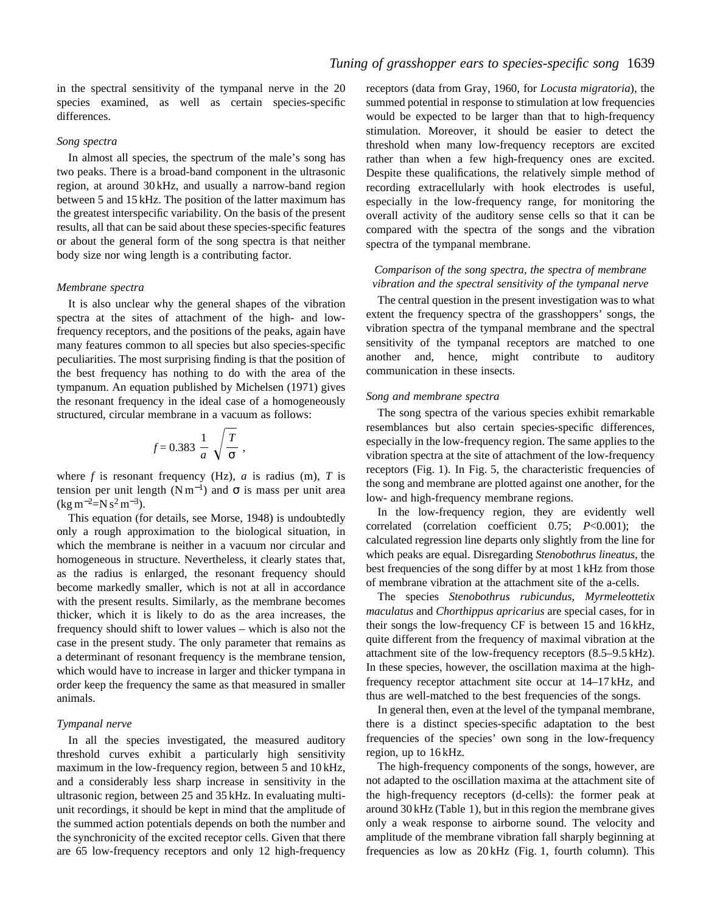in the spectral sensitivity of the tympanal nerve in the 20 species examined, as well as certain species-specific differences.

### *Song spectra*

In almost all species, the spectrum of the male's song has two peaks. There is a broad-band component in the ultrasonic region, at around 30 kHz, and usually a narrow-band region between 5 and 15 kHz. The position of the latter maximum has the greatest interspecific variability. On the basis of the present results, all that can be said about these species-specific features or about the general form of the song spectra is that neither body size nor wing length is a contributing factor.

### *Membrane spectra*

It is also unclear why the general shapes of the vibration spectra at the sites of attachment of the high- and low-frequency receptors, and the positions of the peaks, again have many features common to all species but also species-specific peculiarities. The most surprising finding is that the position of the best frequency has nothing to do with the area of the tympanum. An equation published by Michelsen (1971) gives the resonant frequency in the ideal case of a homogeneously structured, circular membrane in a vacuum as follows:

$$f = 0.383\ \frac{1}{a}\ \sqrt{\frac{T}{\sigma}}\ ,$$

where $f$ is resonant frequency (Hz), $a$ is radius (m), $T$ is tension per unit length ($\mathrm{N\,m^{-1}}$) and $\sigma$ is mass per unit area ($\mathrm{kg\,m^{-2}=N\,s^2\,m^{-3}}$).

This equation (for details, see Morse, 1948) is undoubtedly only a rough approximation to the biological situation, in which the membrane is neither in a vacuum nor circular and homogeneous in structure. Nevertheless, it clearly states that, as the radius is enlarged, the resonant frequency should become markedly smaller, which is not at all in accordance with the present results. Similarly, as the membrane becomes thicker, which it is likely to do as the area increases, the frequency should shift to lower values – which is also not the case in the present study. The only parameter that remains as a determinant of resonant frequency is the membrane tension, which would have to increase in larger and thicker tympana in order keep the frequency the same as that measured in smaller animals.

### *Tympanal nerve*

In all the species investigated, the measured auditory threshold curves exhibit a particularly high sensitivity maximum in the low-frequency region, between 5 and 10 kHz, and a considerably less sharp increase in sensitivity in the ultrasonic region, between 25 and 35 kHz. In evaluating multi-unit recordings, it should be kept in mind that the amplitude of the summed action potentials depends on both the number and the synchronicity of the excited receptor cells. Given that there are 65 low-frequency receptors and only 12 high-frequency receptors (data from Gray, 1960, for *Locusta migratoria*), the summed potential in response to stimulation at low frequencies would be expected to be larger than that to high-frequency stimulation. Moreover, it should be easier to detect the threshold when many low-frequency receptors are excited rather than when a few high-frequency ones are excited. Despite these qualifications, the relatively simple method of recording extracellularly with hook electrodes is useful, especially in the low-frequency range, for monitoring the overall activity of the auditory sense cells so that it can be compared with the spectra of the songs and the vibration spectra of the tympanal membrane.

### *Comparison of the song spectra, the spectra of membrane vibration and the spectral sensitivity of the tympanal nerve*

The central question in the present investigation was to what extent the frequency spectra of the grasshoppers' songs, the vibration spectra of the tympanal membrane and the spectral sensitivity of the tympanal receptors are matched to one another and, hence, might contribute to auditory communication in these insects.

### *Song and membrane spectra*

The song spectra of the various species exhibit remarkable resemblances but also certain species-specific differences, especially in the low-frequency region. The same applies to the vibration spectra at the site of attachment of the low-frequency receptors (Fig. 1). In Fig. 5, the characteristic frequencies of the song and membrane are plotted against one another, for the low- and high-frequency membrane regions.

In the low-frequency region, they are evidently well correlated (correlation coefficient 0.75; $P<0.001$); the calculated regression line departs only slightly from the line for which peaks are equal. Disregarding *Stenobothrus lineatus*, the best frequencies of the song differ by at most 1 kHz from those of membrane vibration at the attachment site of the a-cells.

The species *Stenobothrus rubicundus*, *Myrmeleottetix maculatus* and *Chorthippus apricarius* are special cases, for in their songs the low-frequency CF is between 15 and 16 kHz, quite different from the frequency of maximal vibration at the attachment site of the low-frequency receptors (8.5–9.5 kHz). In these species, however, the oscillation maxima at the high-frequency receptor attachment site occur at 14–17 kHz, and thus are well-matched to the best frequencies of the songs.

In general then, even at the level of the tympanal membrane, there is a distinct species-specific adaptation to the best frequencies of the species' own song in the low-frequency region, up to 16 kHz.

The high-frequency components of the songs, however, are not adapted to the oscillation maxima at the attachment site of the high-frequency receptors (d-cells): the former peak at around 30 kHz (Table 1), but in this region the membrane gives only a weak response to airborne sound. The velocity and amplitude of the membrane vibration fall sharply beginning at frequencies as low as 20 kHz (Fig. 1, fourth column). This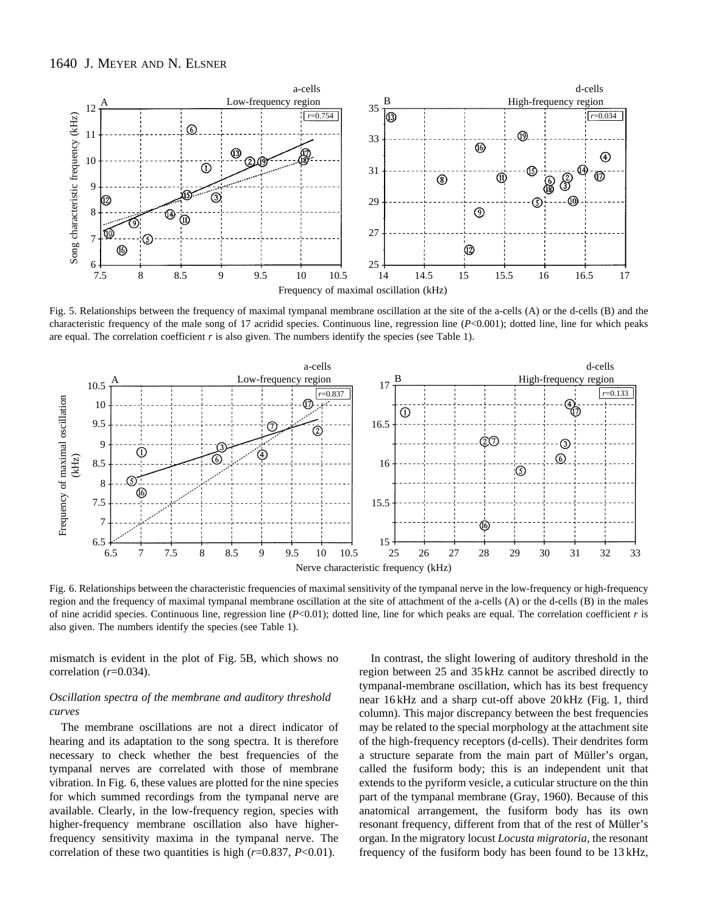Fig. 5. Relationships between the frequency of maximal tympanal membrane oscillation at the site of the a-cells (A) or the d-cells (B) and the characteristic frequency of the male song of 17 acridid species. Continuous line, regression line ($P<0.001$); dotted line, line for which peaks are equal. The correlation coefficient $r$ is also given. The numbers identify the species (see Table 1).

Fig. 6. Relationships between the characteristic frequencies of maximal sensitivity of the tympanal nerve in the low-frequency or high-frequency region and the frequency of maximal tympanal membrane oscillation at the site of attachment of the a-cells (A) or the d-cells (B) in the males of nine acridid species. Continuous line, regression line ($P<0.01$); dotted line, line for which peaks are equal. The correlation coefficient $r$ is also given. The numbers identify the species (see Table 1).

mismatch is evident in the plot of Fig. 5B, which shows no correlation ($r$=0.034).

### *Oscillation spectra of the membrane and auditory threshold curves*

The membrane oscillations are not a direct indicator of hearing and its adaptation to the song spectra. It is therefore necessary to check whether the best frequencies of the tympanal nerves are correlated with those of membrane vibration. In Fig. 6, these values are plotted for the nine species for which summed recordings from the tympanal nerve are available. Clearly, in the low-frequency region, species with higher-frequency membrane oscillation also have higher-frequency sensitivity maxima in the tympanal nerve. The correlation of these two quantities is high ($r$=0.837, $P<0.01$).

In contrast, the slight lowering of auditory threshold in the region between 25 and 35 kHz cannot be ascribed directly to tympanal-membrane oscillation, which has its best frequency near 16 kHz and a sharp cut-off above 20 kHz (Fig. 1, third column). This major discrepancy between the best frequencies may be related to the special morphology at the attachment site of the high-frequency receptors (d-cells). Their dendrites form a structure separate from the main part of Müller's organ, called the fusiform body; this is an independent unit that extends to the pyriform vesicle, a cuticular structure on the thin part of the tympanal membrane (Gray, 1960). Because of this anatomical arrangement, the fusiform body has its own resonant frequency, different from that of the rest of Müller's organ. In the migratory locust *Locusta migratoria*, the resonant frequency of the fusiform body has been found to be 13 kHz,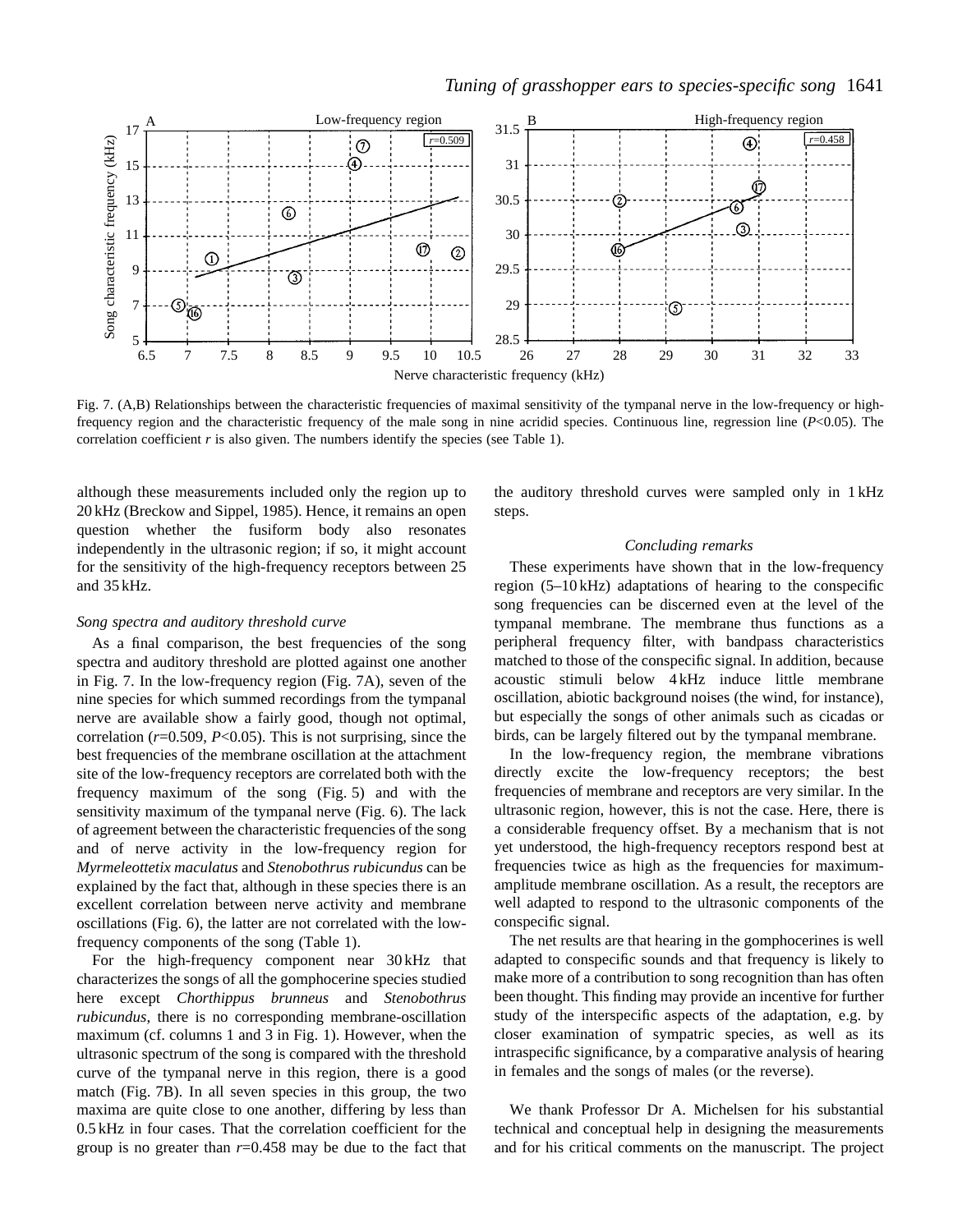Fig. 7. (A,B) Relationships between the characteristic frequencies of maximal sensitivity of the tympanal nerve in the low-frequency or high-frequency region and the characteristic frequency of the male song in nine acridid species. Continuous line, regression line ($P<0.05$). The correlation coefficient $r$ is also given. The numbers identify the species (see Table 1).

although these measurements included only the region up to 20 kHz (Breckow and Sippel, 1985). Hence, it remains an open question whether the fusiform body also resonates independently in the ultrasonic region; if so, it might account for the sensitivity of the high-frequency receptors between 25 and 35 kHz.

### *Song spectra and auditory threshold curve*

As a final comparison, the best frequencies of the song spectra and auditory threshold are plotted against one another in Fig. 7. In the low-frequency region (Fig. 7A), seven of the nine species for which summed recordings from the tympanal nerve are available show a fairly good, though not optimal, correlation ($r=0.509$, $P<0.05$). This is not surprising, since the best frequencies of the membrane oscillation at the attachment site of the low-frequency receptors are correlated both with the frequency maximum of the song (Fig. 5) and with the sensitivity maximum of the tympanal nerve (Fig. 6). The lack of agreement between the characteristic frequencies of the song and of nerve activity in the low-frequency region for *Myrmeleottetix maculatus* and *Stenobothrus rubicundus* can be explained by the fact that, although in these species there is an excellent correlation between nerve activity and membrane oscillations (Fig. 6), the latter are not correlated with the low-frequency components of the song (Table 1).

For the high-frequency component near 30 kHz that characterizes the songs of all the gomphocerine species studied here except *Chorthippus brunneus* and *Stenobothrus rubicundus*, there is no corresponding membrane-oscillation maximum (cf. columns 1 and 3 in Fig. 1). However, when the ultrasonic spectrum of the song is compared with the threshold curve of the tympanal nerve in this region, there is a good match (Fig. 7B). In all seven species in this group, the two maxima are quite close to one another, differing by less than 0.5 kHz in four cases. That the correlation coefficient for the group is no greater than $r=0.458$ may be due to the fact that the auditory threshold curves were sampled only in 1 kHz steps.

### *Concluding remarks*

These experiments have shown that in the low-frequency region (5–10 kHz) adaptations of hearing to the conspecific song frequencies can be discerned even at the level of the tympanal membrane. The membrane thus functions as a peripheral frequency filter, with bandpass characteristics matched to those of the conspecific signal. In addition, because acoustic stimuli below 4 kHz induce little membrane oscillation, abiotic background noises (the wind, for instance), but especially the songs of other animals such as cicadas or birds, can be largely filtered out by the tympanal membrane.

In the low-frequency region, the membrane vibrations directly excite the low-frequency receptors; the best frequencies of membrane and receptors are very similar. In the ultrasonic region, however, this is not the case. Here, there is a considerable frequency offset. By a mechanism that is not yet understood, the high-frequency receptors respond best at frequencies twice as high as the frequencies for maximum-amplitude membrane oscillation. As a result, the receptors are well adapted to respond to the ultrasonic components of the conspecific signal.

The net results are that hearing in the gomphocerines is well adapted to conspecific sounds and that frequency is likely to make more of a contribution to song recognition than has often been thought. This finding may provide an incentive for further study of the interspecific aspects of the adaptation, e.g. by closer examination of sympatric species, as well as its intraspecific significance, by a comparative analysis of hearing in females and the songs of males (or the reverse).

We thank Professor Dr A. Michelsen for his substantial technical and conceptual help in designing the measurements and for his critical comments on the manuscript. The project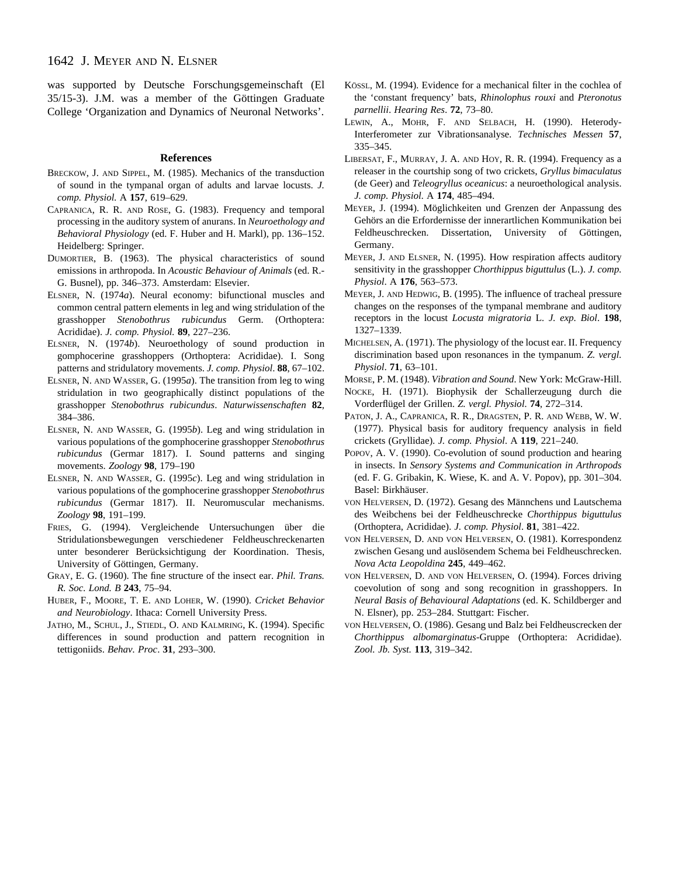was supported by Deutsche Forschungsgemeinschaft (El 35/15-3). J.M. was a member of the Göttingen Graduate College 'Organization and Dynamics of Neuronal Networks'.

## References

BRECKOW, J. AND SIPPEL, M. (1985). Mechanics of the transduction of sound in the tympanal organ of adults and larvae locusts. *J. comp. Physiol.* A **157**, 619–629.

CAPRANICA, R. R. AND ROSE, G. (1983). Frequency and temporal processing in the auditory system of anurans. In *Neuroethology and Behavioral Physiology* (ed. F. Huber and H. Markl), pp. 136–152. Heidelberg: Springer.

DUMORTIER, B. (1963). The physical characteristics of sound emissions in arthropoda. In *Acoustic Behaviour of Animals* (ed. R.-G. Busnel), pp. 346–373. Amsterdam: Elsevier.

ELSNER, N. (1974*a*). Neural economy: bifunctional muscles and common central pattern elements in leg and wing stridulation of the grasshopper *Stenobothrus rubicundus* Germ. (Orthoptera: Acrididae). *J. comp. Physiol.* **89**, 227–236.

ELSNER, N. (1974*b*). Neuroethology of sound production in gomphocerine grasshoppers (Orthoptera: Acrididae). I. Song patterns and stridulatory movements. *J. comp. Physiol*. **88**, 67–102.

ELSNER, N. AND WASSER, G. (1995*a*). The transition from leg to wing stridulation in two geographically distinct populations of the grasshopper *Stenobothrus rubicundus*. *Naturwissenschaften* **82**, 384–386.

ELSNER, N. AND WASSER, G. (1995*b*). Leg and wing stridulation in various populations of the gomphocerine grasshopper *Stenobothrus rubicundus* (Germar 1817). I. Sound patterns and singing movements. *Zoology* **98**, 179–190

ELSNER, N. AND WASSER, G. (1995*c*). Leg and wing stridulation in various populations of the gomphocerine grasshopper *Stenobothrus rubicundus* (Germar 1817). II. Neuromuscular mechanisms. *Zoology* **98**, 191–199.

FRIES, G. (1994). Vergleichende Untersuchungen über die Stridulationsbewegungen verschiedener Feldheuschreckenarten unter besonderer Berücksichtigung der Koordination. Thesis, University of Göttingen, Germany.

GRAY, E. G. (1960). The fine structure of the insect ear. *Phil. Trans. R. Soc. Lond. B* **243**, 75–94.

HUBER, F., MOORE, T. E. AND LOHER, W. (1990). *Cricket Behavior and Neurobiology*. Ithaca: Cornell University Press.

JATHO, M., SCHUL, J., STIEDL, O. AND KALMRING, K. (1994). Specific differences in sound production and pattern recognition in tettigoniids. *Behav. Proc*. **31**, 293–300.

KÖSSL, M. (1994). Evidence for a mechanical filter in the cochlea of the 'constant frequency' bats, *Rhinolophus rouxi* and *Pteronotus parnellii*. *Hearing Res*. **72**, 73–80.

LEWIN, A., MOHR, F. AND SELBACH, H. (1990). Heterody-Interferometer zur Vibrationsanalyse. *Technisches Messen* **57**, 335–345.

LIBERSAT, F., MURRAY, J. A. AND HOY, R. R. (1994). Frequency as a releaser in the courtship song of two crickets, *Gryllus bimaculatus* (de Geer) and *Teleogryllus oceanicus*: a neuroethological analysis. *J. comp. Physiol.* A **174**, 485–494.

MEYER, J. (1994). Möglichkeiten und Grenzen der Anpassung des Gehörs an die Erfordernisse der innerartlichen Kommunikation bei Feldheuschrecken. Dissertation, University of Göttingen, Germany.

MEYER, J. AND ELSNER, N. (1995). How respiration affects auditory sensitivity in the grasshopper *Chorthippus biguttulus* (L.). *J. comp. Physiol.* A **176**, 563–573.

MEYER, J. AND HEDWIG, B. (1995). The influence of tracheal pressure changes on the responses of the tympanal membrane and auditory receptors in the locust *Locusta migratoria* L. *J. exp. Biol*. **198**, 1327–1339.

MICHELSEN, A. (1971). The physiology of the locust ear. II. Frequency discrimination based upon resonances in the tympanum. *Z. vergl. Physiol*. **71**, 63–101.

MORSE, P. M. (1948). *Vibration and Sound*. New York: McGraw-Hill.

NOCKE, H. (1971). Biophysik der Schallerzeugung durch die Vorderflügel der Grillen. *Z. vergl. Physiol.* **74**, 272–314.

PATON, J. A., CAPRANICA, R. R., DRAGSTEN, P. R. AND WEBB, W. W. (1977). Physical basis for auditory frequency analysis in field crickets (Gryllidae). *J. comp. Physiol*. A **119**, 221–240.

POPOV, A. V. (1990). Co-evolution of sound production and hearing in insects. In *Sensory Systems and Communication in Arthropods* (ed. F. G. Gribakin, K. Wiese, K. and A. V. Popov), pp. 301–304. Basel: Birkhäuser.

VON HELVERSEN, D. (1972). Gesang des Männchens und Lautschema des Weibchens bei der Feldheuschrecke *Chorthippus biguttulus* (Orthoptera, Acrididae). *J. comp. Physiol*. **81**, 381–422.

VON HELVERSEN, D. AND VON HELVERSEN, O. (1981). Korrespondenz zwischen Gesang und auslösendem Schema bei Feldheuschrecken. *Nova Acta Leopoldina* **245**, 449–462.

VON HELVERSEN, D. AND VON HELVERSEN, O. (1994). Forces driving coevolution of song and song recognition in grasshoppers. In *Neural Basis of Behavioural Adaptations* (ed. K. Schildberger and N. Elsner), pp. 253–284. Stuttgart: Fischer.

VON HELVERSEN, O. (1986). Gesang und Balz bei Feldheuscrecken der *Chorthippus albomarginatus*-Gruppe (Orthoptera: Acrididae). *Zool. Jb. Syst.* **113**, 319–342.